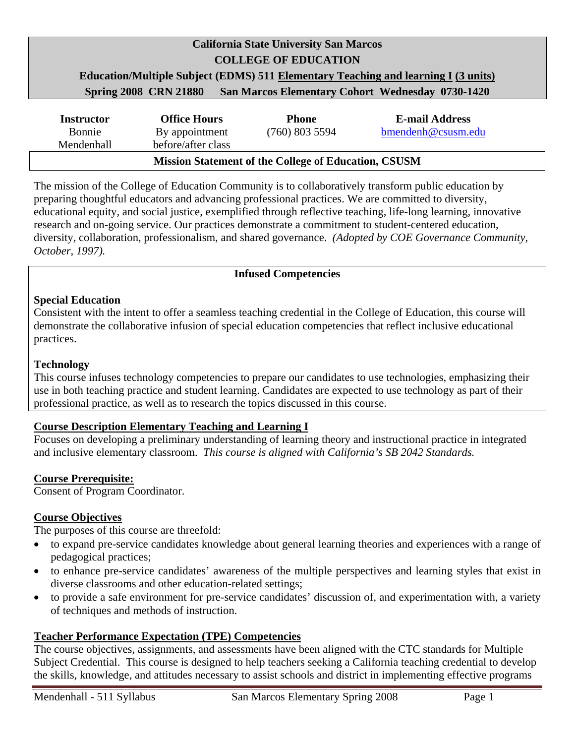**California State University San Marcos**
**COLLEGE OF EDUCATION**
**Education/Multiple Subject (EDMS) 511 <u>Elementary Teaching and learning I</u> <u>(3 units)</u>**
**Spring 2008 CRN 21880 San Marcos Elementary Cohort Wednesday 0730-1420**

| Instructor | Office Hours | Phone | E-mail Address |
|---|---|---|---|
| Bonnie Mendenhall | By appointment before/after class | (760) 803 5594 | bmendenh@csusm.edu |

**Mission Statement of the College of Education, CSUSM**

The mission of the College of Education Community is to collaboratively transform public education by preparing thoughtful educators and advancing professional practices. We are committed to diversity, educational equity, and social justice, exemplified through reflective teaching, life-long learning, innovative research and on-going service. Our practices demonstrate a commitment to student-centered education, diversity, collaboration, professionalism, and shared governance. *(Adopted by COE Governance Community, October, 1997).*

**Infused Competencies**

**Special Education**
Consistent with the intent to offer a seamless teaching credential in the College of Education, this course will demonstrate the collaborative infusion of special education competencies that reflect inclusive educational practices.

**Technology**
This course infuses technology competencies to prepare our candidates to use technologies, emphasizing their use in both teaching practice and student learning. Candidates are expected to use technology as part of their professional practice, as well as to research the topics discussed in this course.

**<u>Course Description Elementary Teaching and Learning I</u>**
Focuses on developing a preliminary understanding of learning theory and instructional practice in integrated and inclusive elementary classroom. *This course is aligned with California's SB 2042 Standards.*

**<u>Course Prerequisite:</u>**
Consent of Program Coordinator.

**<u>Course Objectives</u>**
The purposes of this course are threefold:

- to expand pre-service candidates knowledge about general learning theories and experiences with a range of pedagogical practices;
- to enhance pre-service candidates' awareness of the multiple perspectives and learning styles that exist in diverse classrooms and other education-related settings;
- to provide a safe environment for pre-service candidates' discussion of, and experimentation with, a variety of techniques and methods of instruction.

**<u>Teacher Performance Expectation (TPE) Competencies</u>**
The course objectives, assignments, and assessments have been aligned with the CTC standards for Multiple Subject Credential. This course is designed to help teachers seeking a California teaching credential to develop the skills, knowledge, and attitudes necessary to assist schools and district in implementing effective programs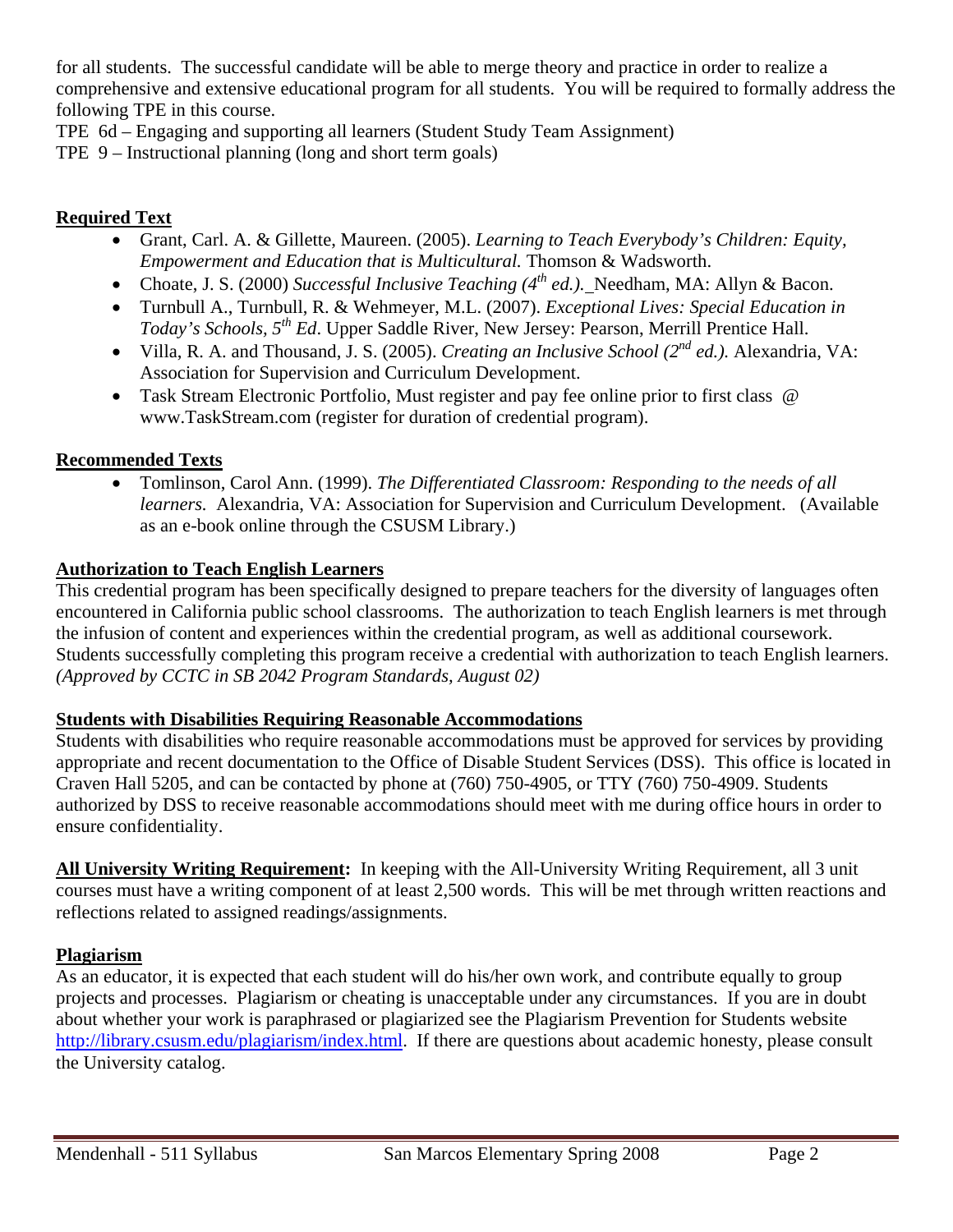for all students. The successful candidate will be able to merge theory and practice in order to realize a comprehensive and extensive educational program for all students. You will be required to formally address the following TPE in this course.

TPE 6d – Engaging and supporting all learners (Student Study Team Assignment)

TPE 9 – Instructional planning (long and short term goals)

## Required Text

- Grant, Carl. A. & Gillette, Maureen. (2005). *Learning to Teach Everybody's Children: Equity, Empowerment and Education that is Multicultural.* Thomson & Wadsworth.
- Choate, J. S. (2000) *Successful Inclusive Teaching (4th ed.).* Needham, MA: Allyn & Bacon.
- Turnbull A., Turnbull, R. & Wehmeyer, M.L. (2007). *Exceptional Lives: Special Education in Today's Schools, 5th Ed*. Upper Saddle River, New Jersey: Pearson, Merrill Prentice Hall.
- Villa, R. A. and Thousand, J. S. (2005). *Creating an Inclusive School (2nd ed.).* Alexandria, VA: Association for Supervision and Curriculum Development.
- Task Stream Electronic Portfolio, Must register and pay fee online prior to first class @ www.TaskStream.com (register for duration of credential program).

## Recommended Texts

- Tomlinson, Carol Ann. (1999). *The Differentiated Classroom: Responding to the needs of all learners.* Alexandria, VA: Association for Supervision and Curriculum Development. (Available as an e-book online through the CSUSM Library.)

## Authorization to Teach English Learners

This credential program has been specifically designed to prepare teachers for the diversity of languages often encountered in California public school classrooms. The authorization to teach English learners is met through the infusion of content and experiences within the credential program, as well as additional coursework. Students successfully completing this program receive a credential with authorization to teach English learners. *(Approved by CCTC in SB 2042 Program Standards, August 02)*

## Students with Disabilities Requiring Reasonable Accommodations

Students with disabilities who require reasonable accommodations must be approved for services by providing appropriate and recent documentation to the Office of Disable Student Services (DSS). This office is located in Craven Hall 5205, and can be contacted by phone at (760) 750-4905, or TTY (760) 750-4909. Students authorized by DSS to receive reasonable accommodations should meet with me during office hours in order to ensure confidentiality.

**All University Writing Requirement:** In keeping with the All-University Writing Requirement, all 3 unit courses must have a writing component of at least 2,500 words. This will be met through written reactions and reflections related to assigned readings/assignments.

## Plagiarism

As an educator, it is expected that each student will do his/her own work, and contribute equally to group projects and processes. Plagiarism or cheating is unacceptable under any circumstances. If you are in doubt about whether your work is paraphrased or plagiarized see the Plagiarism Prevention for Students website http://library.csusm.edu/plagiarism/index.html. If there are questions about academic honesty, please consult the University catalog.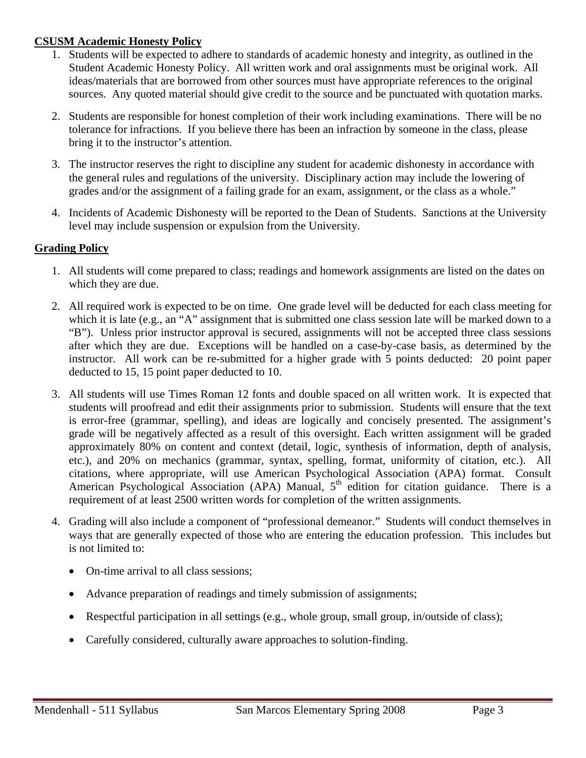**CSUSM Academic Honesty Policy**

1. Students will be expected to adhere to standards of academic honesty and integrity, as outlined in the Student Academic Honesty Policy. All written work and oral assignments must be original work. All ideas/materials that are borrowed from other sources must have appropriate references to the original sources. Any quoted material should give credit to the source and be punctuated with quotation marks.

2. Students are responsible for honest completion of their work including examinations. There will be no tolerance for infractions. If you believe there has been an infraction by someone in the class, please bring it to the instructor's attention.

3. The instructor reserves the right to discipline any student for academic dishonesty in accordance with the general rules and regulations of the university. Disciplinary action may include the lowering of grades and/or the assignment of a failing grade for an exam, assignment, or the class as a whole."

4. Incidents of Academic Dishonesty will be reported to the Dean of Students. Sanctions at the University level may include suspension or expulsion from the University.

**Grading Policy**

1. All students will come prepared to class; readings and homework assignments are listed on the dates on which they are due.

2. All required work is expected to be on time. One grade level will be deducted for each class meeting for which it is late (e.g., an "A" assignment that is submitted one class session late will be marked down to a "B"). Unless prior instructor approval is secured, assignments will not be accepted three class sessions after which they are due. Exceptions will be handled on a case-by-case basis, as determined by the instructor. All work can be re-submitted for a higher grade with 5 points deducted: 20 point paper deducted to 15, 15 point paper deducted to 10.

3. All students will use Times Roman 12 fonts and double spaced on all written work. It is expected that students will proofread and edit their assignments prior to submission. Students will ensure that the text is error-free (grammar, spelling), and ideas are logically and concisely presented. The assignment's grade will be negatively affected as a result of this oversight. Each written assignment will be graded approximately 80% on content and context (detail, logic, synthesis of information, depth of analysis, etc.), and 20% on mechanics (grammar, syntax, spelling, format, uniformity of citation, etc.). All citations, where appropriate, will use American Psychological Association (APA) format. Consult American Psychological Association (APA) Manual, 5th edition for citation guidance. There is a requirement of at least 2500 written words for completion of the written assignments.

4. Grading will also include a component of "professional demeanor." Students will conduct themselves in ways that are generally expected of those who are entering the education profession. This includes but is not limited to:

   - On-time arrival to all class sessions;
   - Advance preparation of readings and timely submission of assignments;
   - Respectful participation in all settings (e.g., whole group, small group, in/outside of class);
   - Carefully considered, culturally aware approaches to solution-finding.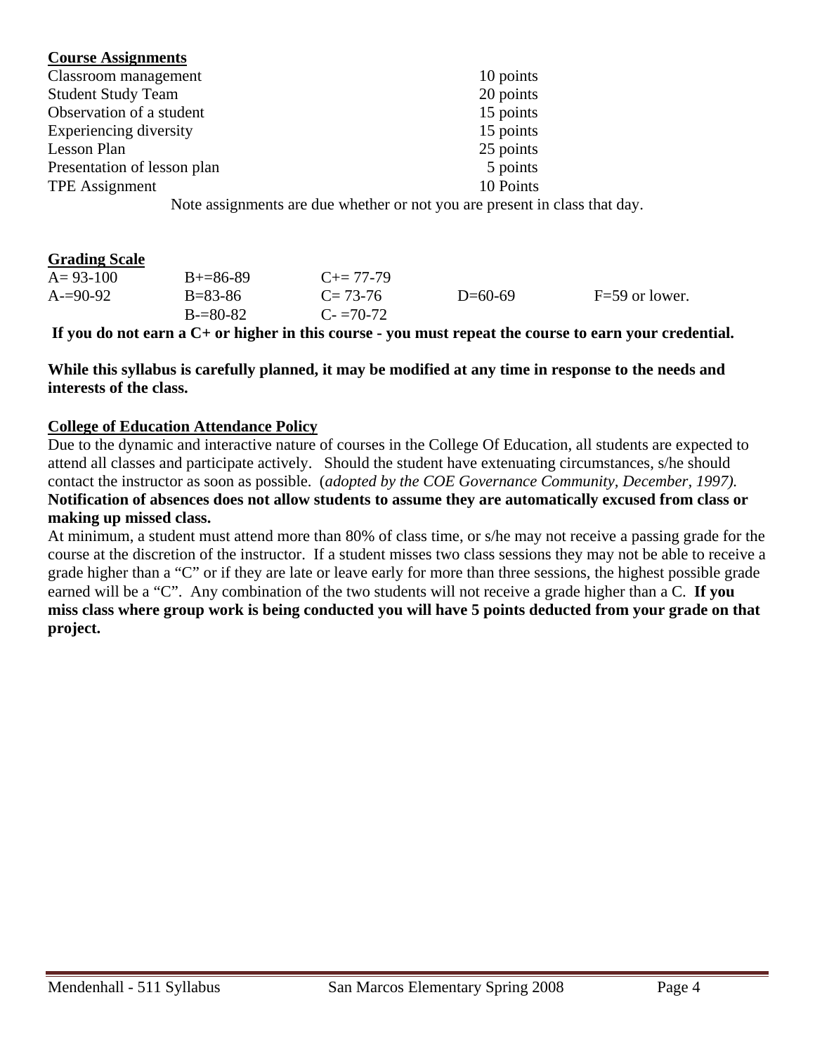**Course Assignments**

| | |
|---|---|
| Classroom management | 10 points |
| Student Study Team | 20 points |
| Observation of a student | 15 points |
| Experiencing diversity | 15 points |
| Lesson Plan | 25 points |
| Presentation of lesson plan | 5 points |
| TPE Assignment | 10 Points |

Note assignments are due whether or not you are present in class that day.

**Grading Scale**

| | | | | |
|---|---|---|---|---|
| A= 93-100 | B+=86-89 | C+= 77-79 | | |
| A-=90-92 | B=83-86 | C= 73-76 | D=60-69 | F=59 or lower. |
| | B-=80-82 | C- =70-72 | | |

**If you do not earn a C+ or higher in this course - you must repeat the course to earn your credential.**

**While this syllabus is carefully planned, it may be modified at any time in response to the needs and interests of the class.**

**College of Education Attendance Policy**

Due to the dynamic and interactive nature of courses in the College Of Education, all students are expected to attend all classes and participate actively. Should the student have extenuating circumstances, s/he should contact the instructor as soon as possible. (*adopted by the COE Governance Community, December, 1997).* **Notification of absences does not allow students to assume they are automatically excused from class or making up missed class.**

At minimum, a student must attend more than 80% of class time, or s/he may not receive a passing grade for the course at the discretion of the instructor. If a student misses two class sessions they may not be able to receive a grade higher than a "C" or if they are late or leave early for more than three sessions, the highest possible grade earned will be a "C". Any combination of the two students will not receive a grade higher than a C. **If you miss class where group work is being conducted you will have 5 points deducted from your grade on that project.**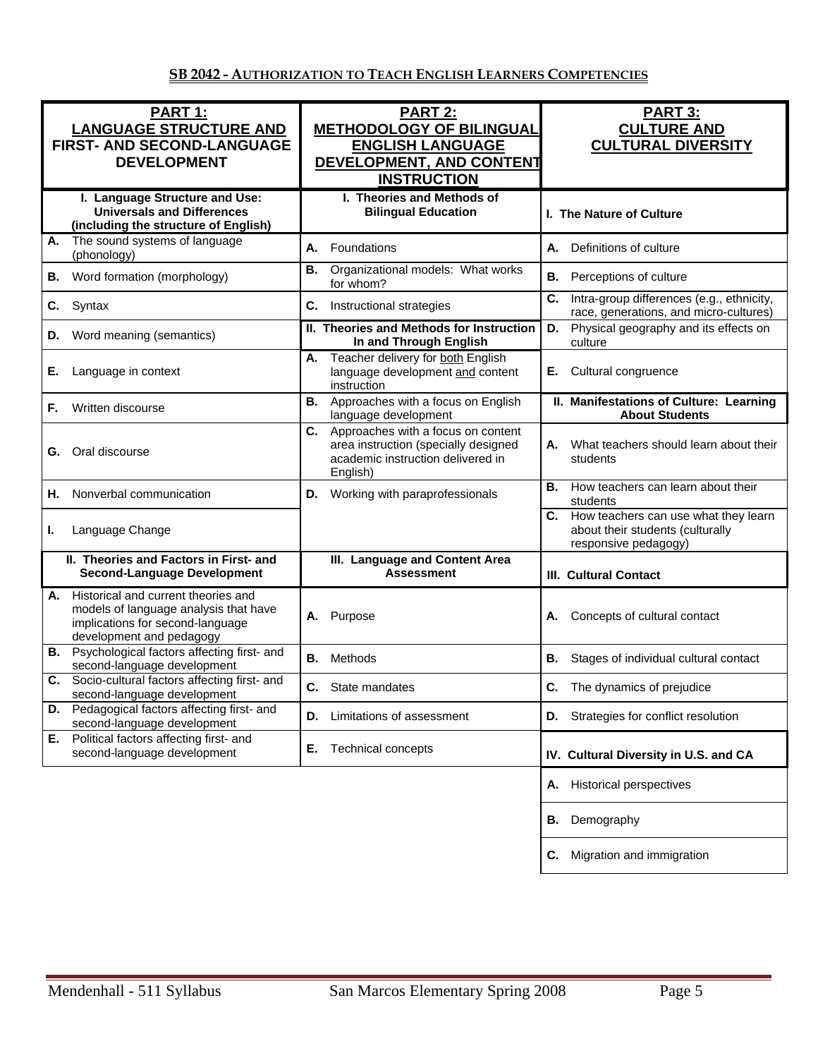## SB 2042 - AUTHORIZATION TO TEACH ENGLISH LEARNERS COMPETENCIES

| PART 1: LANGUAGE STRUCTURE AND FIRST- AND SECOND-LANGUAGE DEVELOPMENT | PART 2: METHODOLOGY OF BILINGUAL ENGLISH LANGUAGE DEVELOPMENT, AND CONTENT INSTRUCTION | PART 3: CULTURE AND CULTURAL DIVERSITY |
|---|---|---|
| **I. Language Structure and Use: Universals and Differences (including the structure of English)** | **I. Theories and Methods of Bilingual Education** | **I. The Nature of Culture** |
| **A.** The sound systems of language (phonology) | **A.** Foundations | **A.** Definitions of culture |
| **B.** Word formation (morphology) | **B.** Organizational models: What works for whom? | **B.** Perceptions of culture |
| **C.** Syntax | **C.** Instructional strategies | **C.** Intra-group differences (e.g., ethnicity, race, generations, and micro-cultures) |
| **D.** Word meaning (semantics) | **II. Theories and Methods for Instruction In and Through English** | **D.** Physical geography and its effects on culture |
| **E.** Language in context | **A.** Teacher delivery for <u>both</u> English language development <u>and</u> content instruction | **E.** Cultural congruence |
| **F.** Written discourse | **B.** Approaches with a focus on English language development | **II. Manifestations of Culture: Learning About Students** |
| **G.** Oral discourse | **C.** Approaches with a focus on content area instruction (specially designed academic instruction delivered in English) | **A.** What teachers should learn about their students |
| **H.** Nonverbal communication | **D.** Working with paraprofessionals | **B.** How teachers can learn about their students |
| **I.** Language Change | | **C.** How teachers can use what they learn about their students (culturally responsive pedagogy) |
| **II. Theories and Factors in First- and Second-Language Development** | **III. Language and Content Area Assessment** | **III. Cultural Contact** |
| **A.** Historical and current theories and models of language analysis that have implications for second-language development and pedagogy | **A.** Purpose | **A.** Concepts of cultural contact |
| **B.** Psychological factors affecting first- and second-language development | **B.** Methods | **B.** Stages of individual cultural contact |
| **C.** Socio-cultural factors affecting first- and second-language development | **C.** State mandates | **C.** The dynamics of prejudice |
| **D.** Pedagogical factors affecting first- and second-language development | **D.** Limitations of assessment | **D.** Strategies for conflict resolution |
| **E.** Political factors affecting first- and second-language development | **E.** Technical concepts | **IV. Cultural Diversity in U.S. and CA** |
| | | **A.** Historical perspectives |
| | | **B.** Demography |
| | | **C.** Migration and immigration |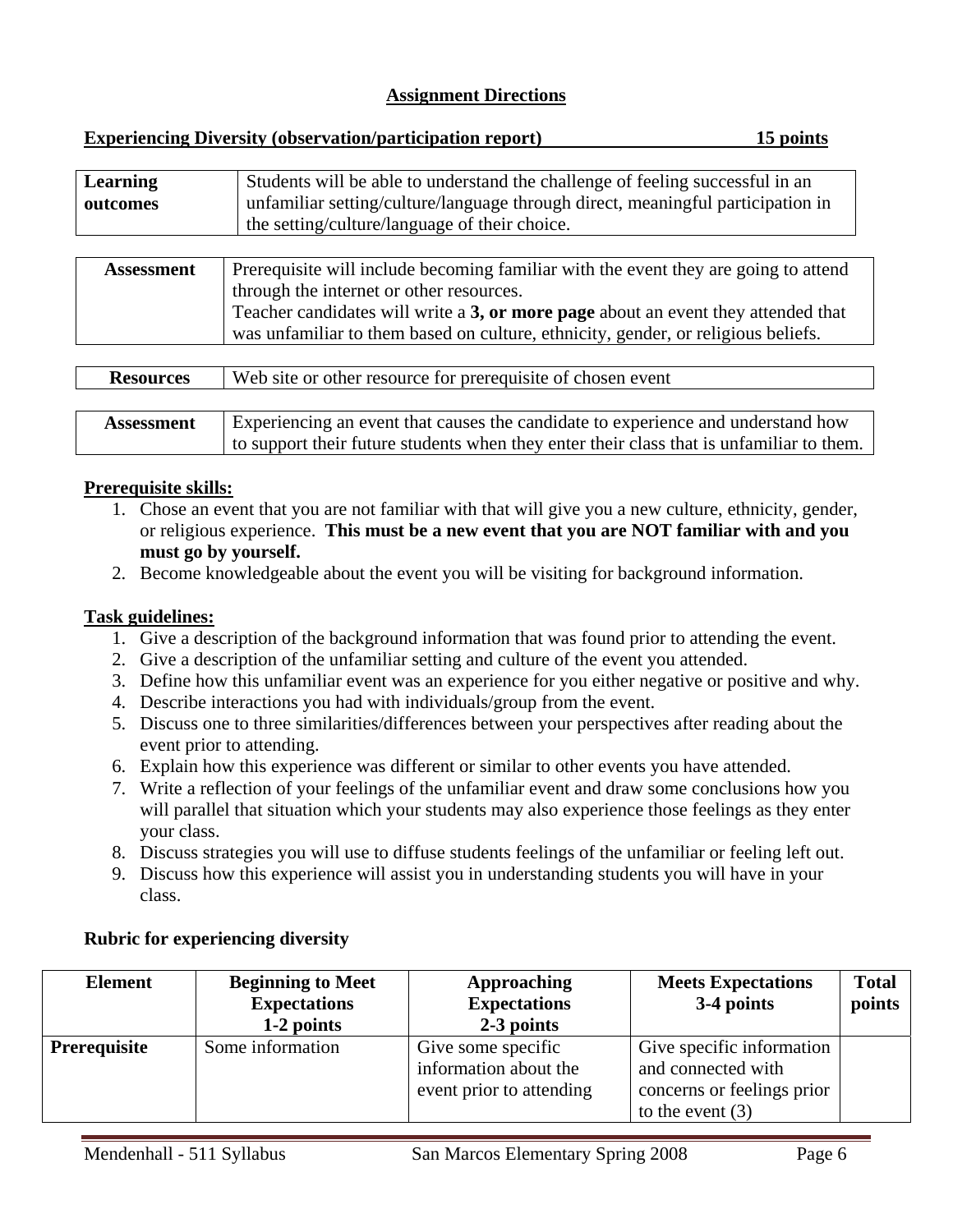## Assignment Directions

**Experiencing Diversity (observation/participation report) 15 points**

| | |
|---|---|
| **Learning outcomes** | Students will be able to understand the challenge of feeling successful in an unfamiliar setting/culture/language through direct, meaningful participation in the setting/culture/language of their choice. |

| | |
|---|---|
| **Assessment** | Prerequisite will include becoming familiar with the event they are going to attend through the internet or other resources.<br>Teacher candidates will write a **3, or more page** about an event they attended that was unfamiliar to them based on culture, ethnicity, gender, or religious beliefs. |

| | |
|---|---|
| **Resources** | Web site or other resource for prerequisite of chosen event |

| | |
|---|---|
| **Assessment** | Experiencing an event that causes the candidate to experience and understand how to support their future students when they enter their class that is unfamiliar to them. |

**Prerequisite skills:**

1. Chose an event that you are not familiar with that will give you a new culture, ethnicity, gender, or religious experience. **This must be a new event that you are NOT familiar with and you must go by yourself.**
2. Become knowledgeable about the event you will be visiting for background information.

**Task guidelines:**

1. Give a description of the background information that was found prior to attending the event.
2. Give a description of the unfamiliar setting and culture of the event you attended.
3. Define how this unfamiliar event was an experience for you either negative or positive and why.
4. Describe interactions you had with individuals/group from the event.
5. Discuss one to three similarities/differences between your perspectives after reading about the event prior to attending.
6. Explain how this experience was different or similar to other events you have attended.
7. Write a reflection of your feelings of the unfamiliar event and draw some conclusions how you will parallel that situation which your students may also experience those feelings as they enter your class.
8. Discuss strategies you will use to diffuse students feelings of the unfamiliar or feeling left out.
9. Discuss how this experience will assist you in understanding students you will have in your class.

**Rubric for experiencing diversity**

| Element | Beginning to Meet Expectations 1-2 points | Approaching Expectations 2-3 points | Meets Expectations 3-4 points | Total points |
|---|---|---|---|---|
| **Prerequisite** | Some information | Give some specific information about the event prior to attending | Give specific information and connected with concerns or feelings prior to the event (3) | |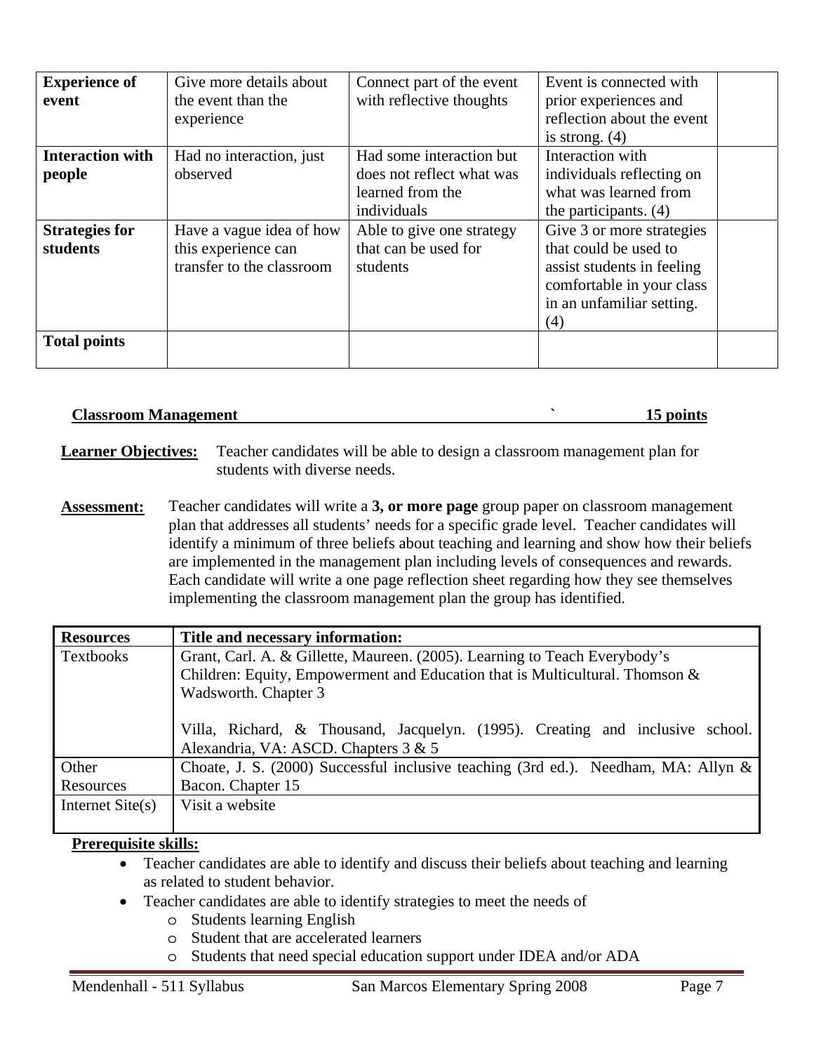| **Experience of event** | Give more details about the event than the experience | Connect part of the event with reflective thoughts | Event is connected with prior experiences and reflection about the event is strong. (4) | |
|---|---|---|---|---|
| **Interaction with people** | Had no interaction, just observed | Had some interaction but does not reflect what was learned from the individuals | Interaction with individuals reflecting on what was learned from the participants. (4) | |
| **Strategies for students** | Have a vague idea of how this experience can transfer to the classroom | Able to give one strategy that can be used for students | Give 3 or more strategies that could be used to assist students in feeling comfortable in your class in an unfamiliar setting. (4) | |
| **Total points** | | | | |

**Classroom Management ` 15 points**

**Learner Objectives:** Teacher candidates will be able to design a classroom management plan for students with diverse needs.

**Assessment:** Teacher candidates will write a **3, or more page** group paper on classroom management plan that addresses all students' needs for a specific grade level. Teacher candidates will identify a minimum of three beliefs about teaching and learning and show how their beliefs are implemented in the management plan including levels of consequences and rewards. Each candidate will write a one page reflection sheet regarding how they see themselves implementing the classroom management plan the group has identified.

| **Resources** | **Title and necessary information:** |
|---|---|
| Textbooks | Grant, Carl. A. & Gillette, Maureen. (2005). Learning to Teach Everybody's Children: Equity, Empowerment and Education that is Multicultural. Thomson & Wadsworth. Chapter 3<br><br>Villa, Richard, & Thousand, Jacquelyn. (1995). Creating and inclusive school. Alexandria, VA: ASCD. Chapters 3 & 5 |
| Other Resources | Choate, J. S. (2000) Successful inclusive teaching (3rd ed.). Needham, MA: Allyn & Bacon. Chapter 15 |
| Internet Site(s) | Visit a website |

**Prerequisite skills:**

- Teacher candidates are able to identify and discuss their beliefs about teaching and learning as related to student behavior.
- Teacher candidates are able to identify strategies to meet the needs of
  - Students learning English
  - Student that are accelerated learners
  - Students that need special education support under IDEA and/or ADA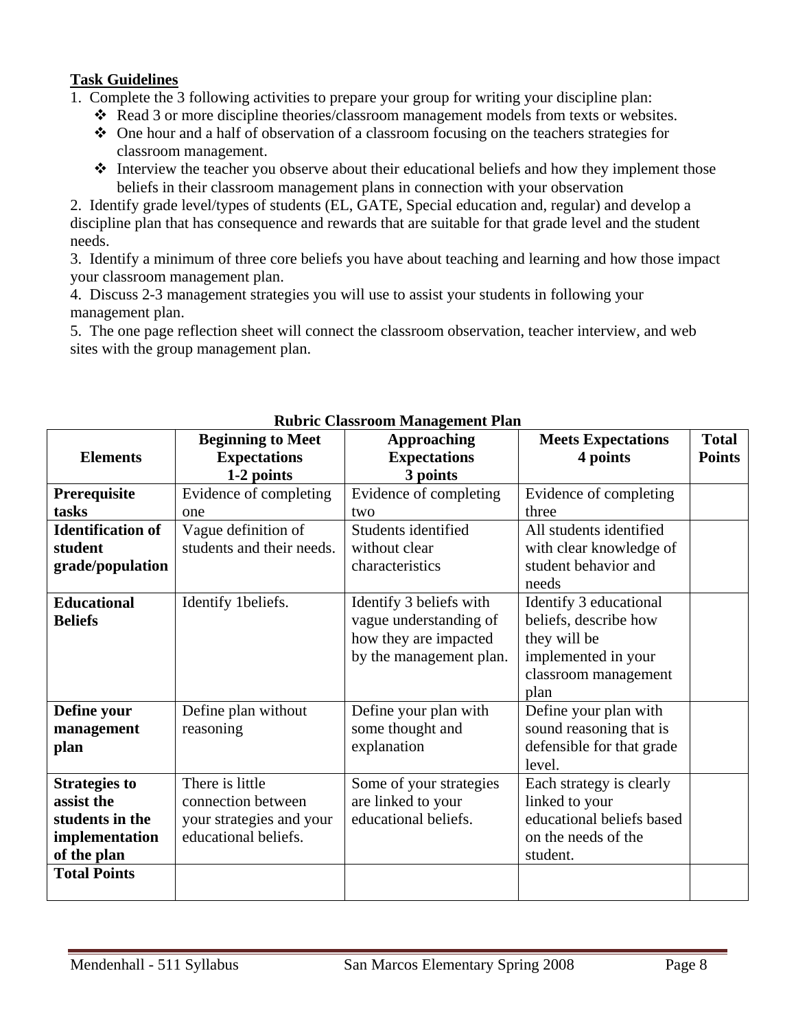**Task Guidelines**

1. Complete the 3 following activities to prepare your group for writing your discipline plan:
   - Read 3 or more discipline theories/classroom management models from texts or websites.
   - One hour and a half of observation of a classroom focusing on the teachers strategies for classroom management.
   - Interview the teacher you observe about their educational beliefs and how they implement those beliefs in their classroom management plans in connection with your observation

2. Identify grade level/types of students (EL, GATE, Special education and, regular) and develop a discipline plan that has consequence and rewards that are suitable for that grade level and the student needs.

3. Identify a minimum of three core beliefs you have about teaching and learning and how those impact your classroom management plan.

4. Discuss 2-3 management strategies you will use to assist your students in following your management plan.

5. The one page reflection sheet will connect the classroom observation, teacher interview, and web sites with the group management plan.

**Rubric Classroom Management Plan**

| Elements | Beginning to Meet Expectations 1-2 points | Approaching Expectations 3 points | Meets Expectations 4 points | Total Points |
|---|---|---|---|---|
| **Prerequisite tasks** | Evidence of completing one | Evidence of completing two | Evidence of completing three | |
| **Identification of student grade/population** | Vague definition of students and their needs. | Students identified without clear characteristics | All students identified with clear knowledge of student behavior and needs | |
| **Educational Beliefs** | Identify 1beliefs. | Identify 3 beliefs with vague understanding of how they are impacted by the management plan. | Identify 3 educational beliefs, describe how they will be implemented in your classroom management plan | |
| **Define your management plan** | Define plan without reasoning | Define your plan with some thought and explanation | Define your plan with sound reasoning that is defensible for that grade level. | |
| **Strategies to assist the students in the implementation of the plan** | There is little connection between your strategies and your educational beliefs. | Some of your strategies are linked to your educational beliefs. | Each strategy is clearly linked to your educational beliefs based on the needs of the student. | |
| **Total Points** | | | | |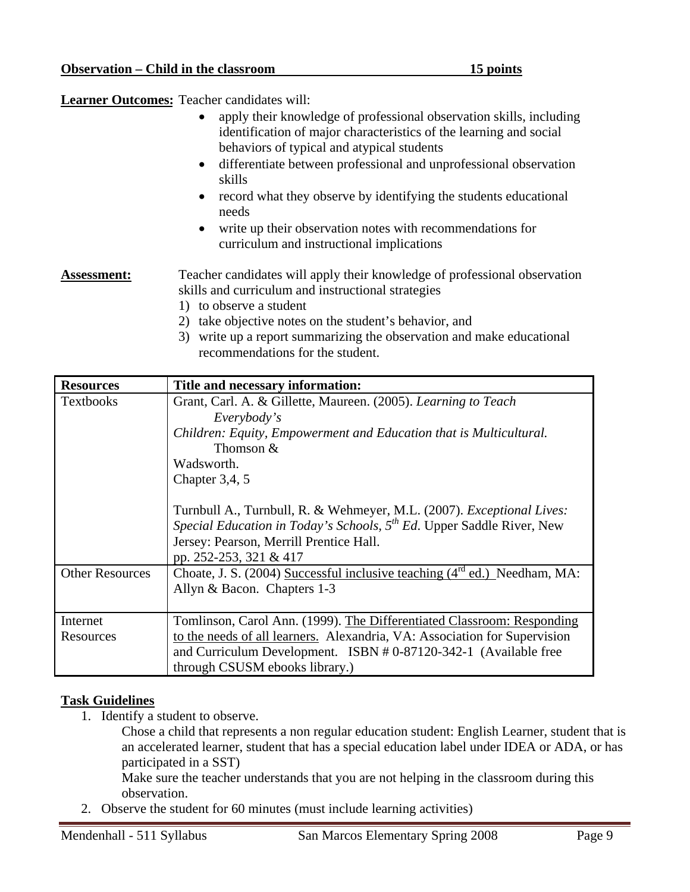**Observation – Child in the classroom 15 points**

**Learner Outcomes:** Teacher candidates will:

- apply their knowledge of professional observation skills, including identification of major characteristics of the learning and social behaviors of typical and atypical students
- differentiate between professional and unprofessional observation skills
- record what they observe by identifying the students educational needs
- write up their observation notes with recommendations for curriculum and instructional implications

**Assessment:** Teacher candidates will apply their knowledge of professional observation skills and curriculum and instructional strategies

1) to observe a student
2) take objective notes on the student's behavior, and
3) write up a report summarizing the observation and make educational recommendations for the student.

| **Resources** | **Title and necessary information:** |
|---|---|
| Textbooks | Grant, Carl. A. & Gillette, Maureen. (2005). *Learning to Teach Everybody's Children: Equity, Empowerment and Education that is Multicultural.* Thomson & Wadsworth.<br>Chapter 3,4, 5<br><br>Turnbull A., Turnbull, R. & Wehmeyer, M.L. (2007). *Exceptional Lives: Special Education in Today's Schools, 5th Ed*. Upper Saddle River, New Jersey: Pearson, Merrill Prentice Hall.<br>pp. 252-253, 321 & 417 |
| Other Resources | Choate, J. S. (2004) Successful inclusive teaching (4rd ed.) Needham, MA: Allyn & Bacon. Chapters 1-3 |
| Internet Resources | Tomlinson, Carol Ann. (1999). The Differentiated Classroom: Responding to the needs of all learners. Alexandria, VA: Association for Supervision and Curriculum Development. ISBN # 0-87120-342-1 (Available free through CSUSM ebooks library.) |

**Task Guidelines**

1. Identify a student to observe.
   Chose a child that represents a non regular education student: English Learner, student that is an accelerated learner, student that has a special education label under IDEA or ADA, or has participated in a SST)
   Make sure the teacher understands that you are not helping in the classroom during this observation.
2. Observe the student for 60 minutes (must include learning activities)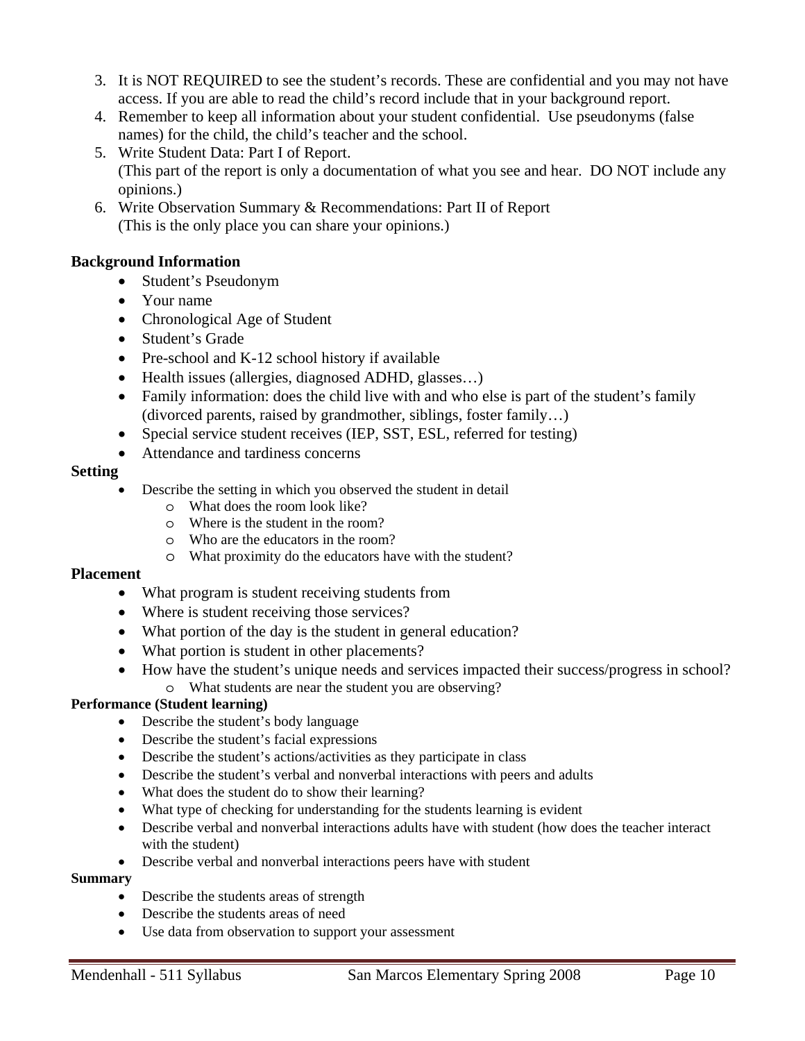3. It is NOT REQUIRED to see the student's records. These are confidential and you may not have access. If you are able to read the child's record include that in your background report.
4. Remember to keep all information about your student confidential. Use pseudonyms (false names) for the child, the child's teacher and the school.
5. Write Student Data: Part I of Report.
   (This part of the report is only a documentation of what you see and hear. DO NOT include any opinions.)
6. Write Observation Summary & Recommendations: Part II of Report
   (This is the only place you can share your opinions.)

**Background Information**

- Student's Pseudonym
- Your name
- Chronological Age of Student
- Student's Grade
- Pre-school and K-12 school history if available
- Health issues (allergies, diagnosed ADHD, glasses…)
- Family information: does the child live with and who else is part of the student's family (divorced parents, raised by grandmother, siblings, foster family…)
- Special service student receives (IEP, SST, ESL, referred for testing)
- Attendance and tardiness concerns

**Setting**

- Describe the setting in which you observed the student in detail
  - What does the room look like?
  - Where is the student in the room?
  - Who are the educators in the room?
  - What proximity do the educators have with the student?

**Placement**

- What program is student receiving students from
- Where is student receiving those services?
- What portion of the day is the student in general education?
- What portion is student in other placements?
- How have the student's unique needs and services impacted their success/progress in school?
  - What students are near the student you are observing?

**Performance (Student learning)**

- Describe the student's body language
- Describe the student's facial expressions
- Describe the student's actions/activities as they participate in class
- Describe the student's verbal and nonverbal interactions with peers and adults
- What does the student do to show their learning?
- What type of checking for understanding for the students learning is evident
- Describe verbal and nonverbal interactions adults have with student (how does the teacher interact with the student)
- Describe verbal and nonverbal interactions peers have with student

**Summary**

- Describe the students areas of strength
- Describe the students areas of need
- Use data from observation to support your assessment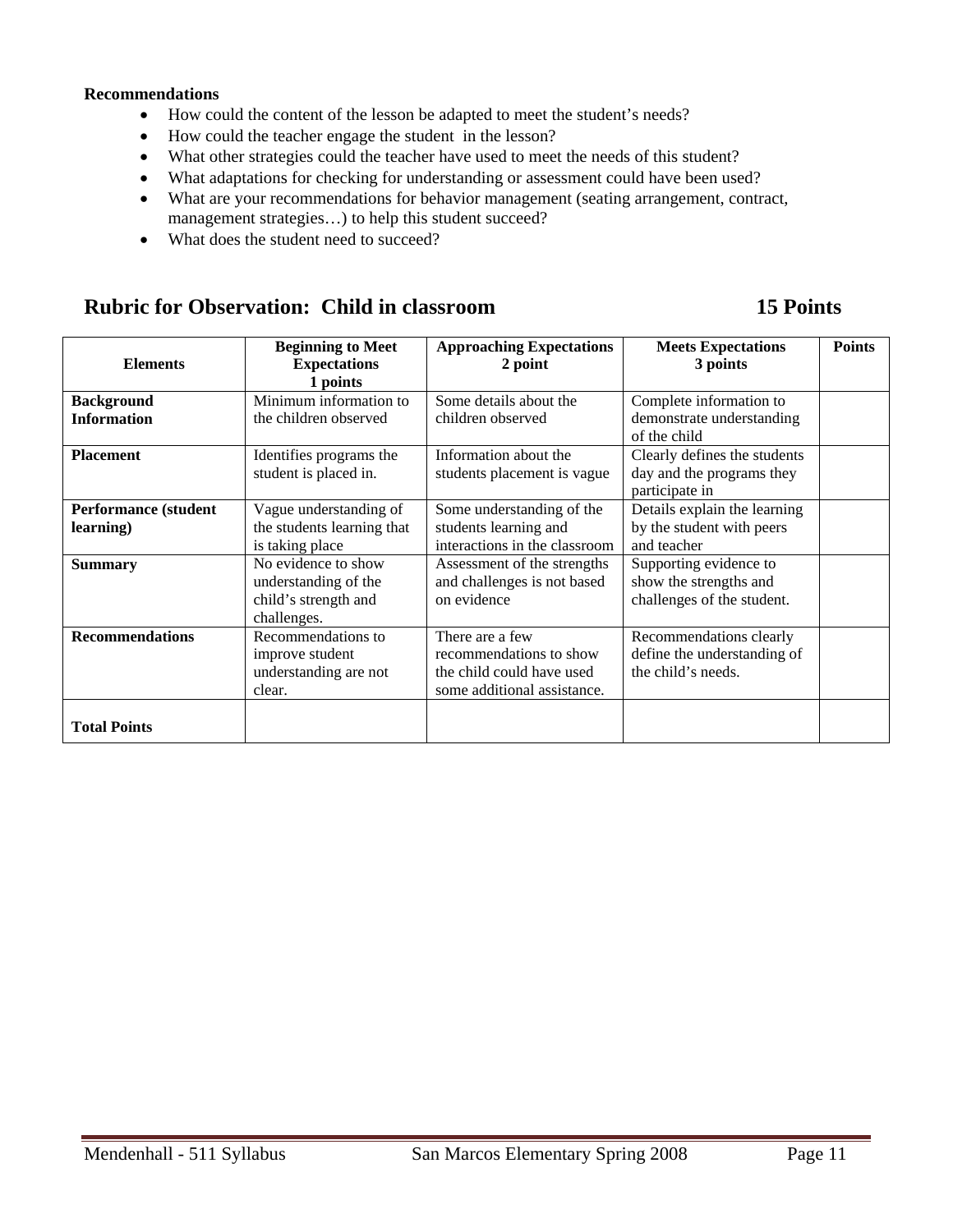**Recommendations**

- How could the content of the lesson be adapted to meet the student's needs?
- How could the teacher engage the student in the lesson?
- What other strategies could the teacher have used to meet the needs of this student?
- What adaptations for checking for understanding or assessment could have been used?
- What are your recommendations for behavior management (seating arrangement, contract, management strategies…) to help this student succeed?
- What does the student need to succeed?

## Rubric for Observation: Child in classroom 15 Points

| Elements | Beginning to Meet Expectations 1 points | Approaching Expectations 2 point | Meets Expectations 3 points | Points |
|---|---|---|---|---|
| **Background Information** | Minimum information to the children observed | Some details about the children observed | Complete information to demonstrate understanding of the child | |
| **Placement** | Identifies programs the student is placed in. | Information about the students placement is vague | Clearly defines the students day and the programs they participate in | |
| **Performance (student learning)** | Vague understanding of the students learning that is taking place | Some understanding of the students learning and interactions in the classroom | Details explain the learning by the student with peers and teacher | |
| **Summary** | No evidence to show understanding of the child's strength and challenges. | Assessment of the strengths and challenges is not based on evidence | Supporting evidence to show the strengths and challenges of the student. | |
| **Recommendations** | Recommendations to improve student understanding are not clear. | There are a few recommendations to show the child could have used some additional assistance. | Recommendations clearly define the understanding of the child's needs. | |
| **Total Points** | | | | |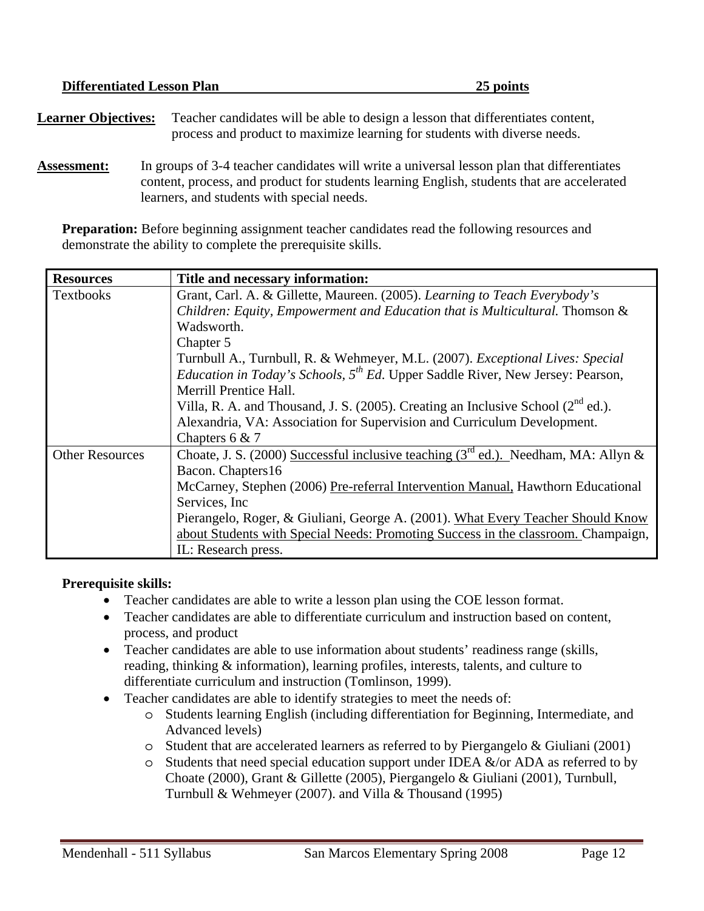**Differentiated Lesson Plan** **25 points**

**Learner Objectives:** Teacher candidates will be able to design a lesson that differentiates content, process and product to maximize learning for students with diverse needs.

**Assessment:** In groups of 3-4 teacher candidates will write a universal lesson plan that differentiates content, process, and product for students learning English, students that are accelerated learners, and students with special needs.

**Preparation:** Before beginning assignment teacher candidates read the following resources and demonstrate the ability to complete the prerequisite skills.

| Resources | Title and necessary information: |
|---|---|
| Textbooks | Grant, Carl. A. & Gillette, Maureen. (2005). *Learning to Teach Everybody's Children: Equity, Empowerment and Education that is Multicultural.* Thomson & Wadsworth.<br>Chapter 5<br>Turnbull A., Turnbull, R. & Wehmeyer, M.L. (2007). *Exceptional Lives: Special Education in Today's Schools, 5th Ed*. Upper Saddle River, New Jersey: Pearson, Merrill Prentice Hall.<br>Villa, R. A. and Thousand, J. S. (2005). Creating an Inclusive School (2nd ed.). Alexandria, VA: Association for Supervision and Curriculum Development.<br>Chapters 6 & 7 |
| Other Resources | Choate, J. S. (2000) Successful inclusive teaching (3rd ed.). Needham, MA: Allyn & Bacon. Chapters16<br>McCarney, Stephen (2006) Pre-referral Intervention Manual, Hawthorn Educational Services, Inc<br>Pierangelo, Roger, & Giuliani, George A. (2001). What Every Teacher Should Know about Students with Special Needs: Promoting Success in the classroom. Champaign, IL: Research press. |

**Prerequisite skills:**

- Teacher candidates are able to write a lesson plan using the COE lesson format.
- Teacher candidates are able to differentiate curriculum and instruction based on content, process, and product
- Teacher candidates are able to use information about students' readiness range (skills, reading, thinking & information), learning profiles, interests, talents, and culture to differentiate curriculum and instruction (Tomlinson, 1999).
- Teacher candidates are able to identify strategies to meet the needs of:
    - Students learning English (including differentiation for Beginning, Intermediate, and Advanced levels)
    - Student that are accelerated learners as referred to by Piergangelo & Giuliani (2001)
    - Students that need special education support under IDEA &/or ADA as referred to by Choate (2000), Grant & Gillette (2005), Piergangelo & Giuliani (2001), Turnbull, Turnbull & Wehmeyer (2007). and Villa & Thousand (1995)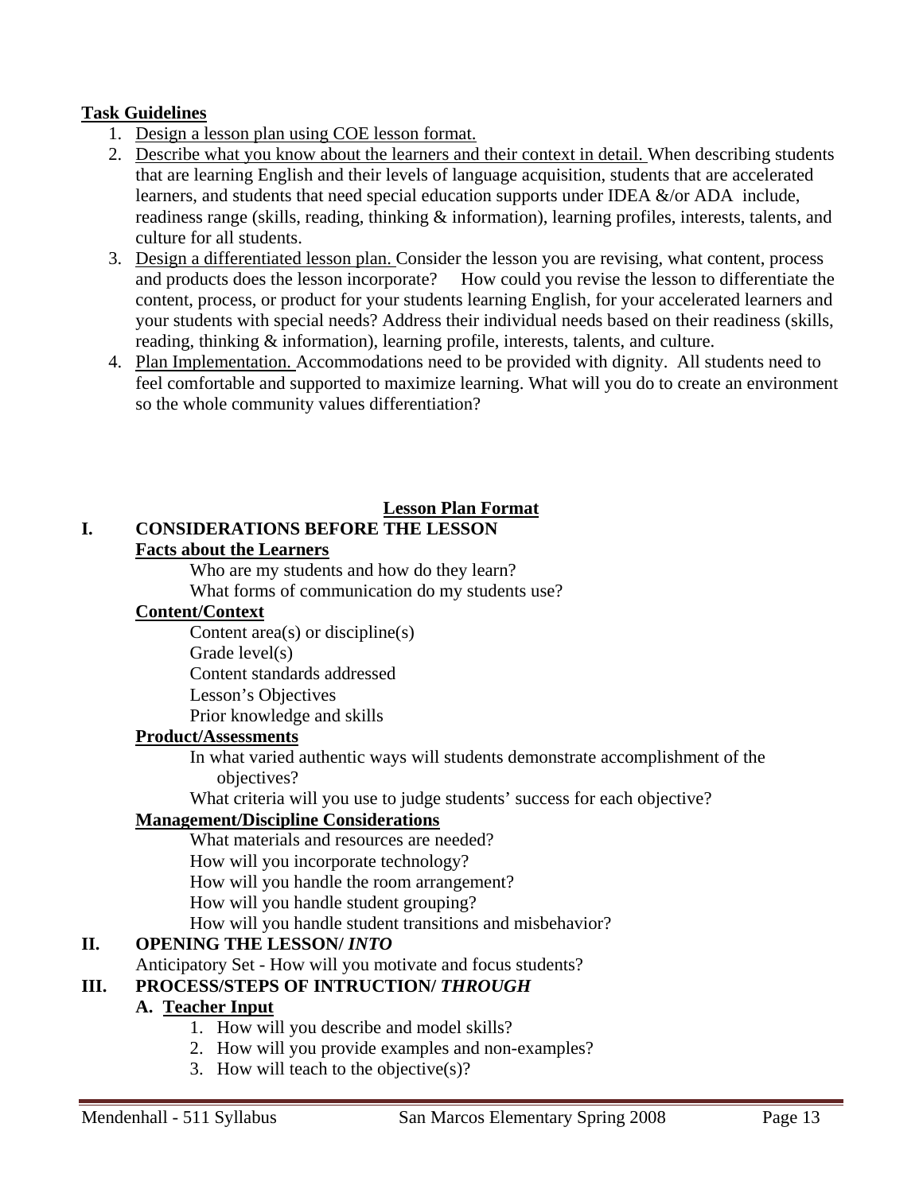**Task Guidelines**

1. Design a lesson plan using COE lesson format.
2. Describe what you know about the learners and their context in detail. When describing students that are learning English and their levels of language acquisition, students that are accelerated learners, and students that need special education supports under IDEA &/or ADA include, readiness range (skills, reading, thinking & information), learning profiles, interests, talents, and culture for all students.
3. Design a differentiated lesson plan. Consider the lesson you are revising, what content, process and products does the lesson incorporate? How could you revise the lesson to differentiate the content, process, or product for your students learning English, for your accelerated learners and your students with special needs? Address their individual needs based on their readiness (skills, reading, thinking & information), learning profile, interests, talents, and culture.
4. Plan Implementation. Accommodations need to be provided with dignity. All students need to feel comfortable and supported to maximize learning. What will you do to create an environment so the whole community values differentiation?

## Lesson Plan Format

**I. CONSIDERATIONS BEFORE THE LESSON**

**Facts about the Learners**

Who are my students and how do they learn?
What forms of communication do my students use?

**Content/Context**

Content area(s) or discipline(s)
Grade level(s)
Content standards addressed
Lesson's Objectives
Prior knowledge and skills

**Product/Assessments**

In what varied authentic ways will students demonstrate accomplishment of the objectives?
What criteria will you use to judge students' success for each objective?

**Management/Discipline Considerations**

What materials and resources are needed?
How will you incorporate technology?
How will you handle the room arrangement?
How will you handle student grouping?
How will you handle student transitions and misbehavior?

**II. OPENING THE LESSON/ *INTO***

Anticipatory Set - How will you motivate and focus students?

**III. PROCESS/STEPS OF INTRUCTION/ *THROUGH***

**A. Teacher Input**

1. How will you describe and model skills?
2. How will you provide examples and non-examples?
3. How will teach to the objective(s)?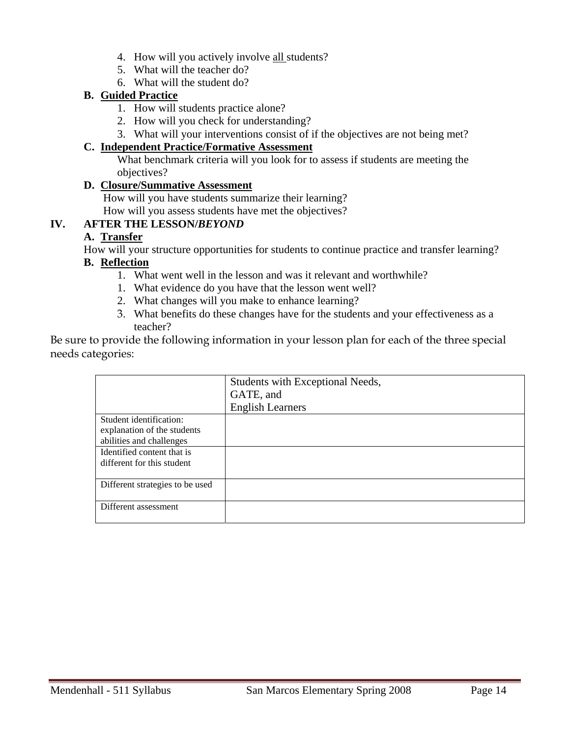4. How will you actively involve <u>all</u> students?
5. What will the teacher do?
6. What will the student do?

**B. <u>Guided Practice</u>**

1. How will students practice alone?
2. How will you check for understanding?
3. What will your interventions consist of if the objectives are not being met?

**C. <u>Independent Practice/Formative Assessment</u>**

What benchmark criteria will you look for to assess if students are meeting the objectives?

**D. <u>Closure/Summative Assessment</u>**

How will you have students summarize their learning?
How will you assess students have met the objectives?

## IV. AFTER THE LESSON/*BEYOND*

**A. <u>Transfer</u>**

How will your structure opportunities for students to continue practice and transfer learning?

**B. <u>Reflection</u>**

1. What went well in the lesson and was it relevant and worthwhile?
1. What evidence do you have that the lesson went well?
2. What changes will you make to enhance learning?
3. What benefits do these changes have for the students and your effectiveness as a teacher?

Be sure to provide the following information in your lesson plan for each of the three special needs categories:

| | Students with Exceptional Needs,<br>GATE, and<br>English Learners |
|---|---|
| Student identification: explanation of the students abilities and challenges | |
| Identified content that is different for this student | |
| Different strategies to be used | |
| Different assessment | |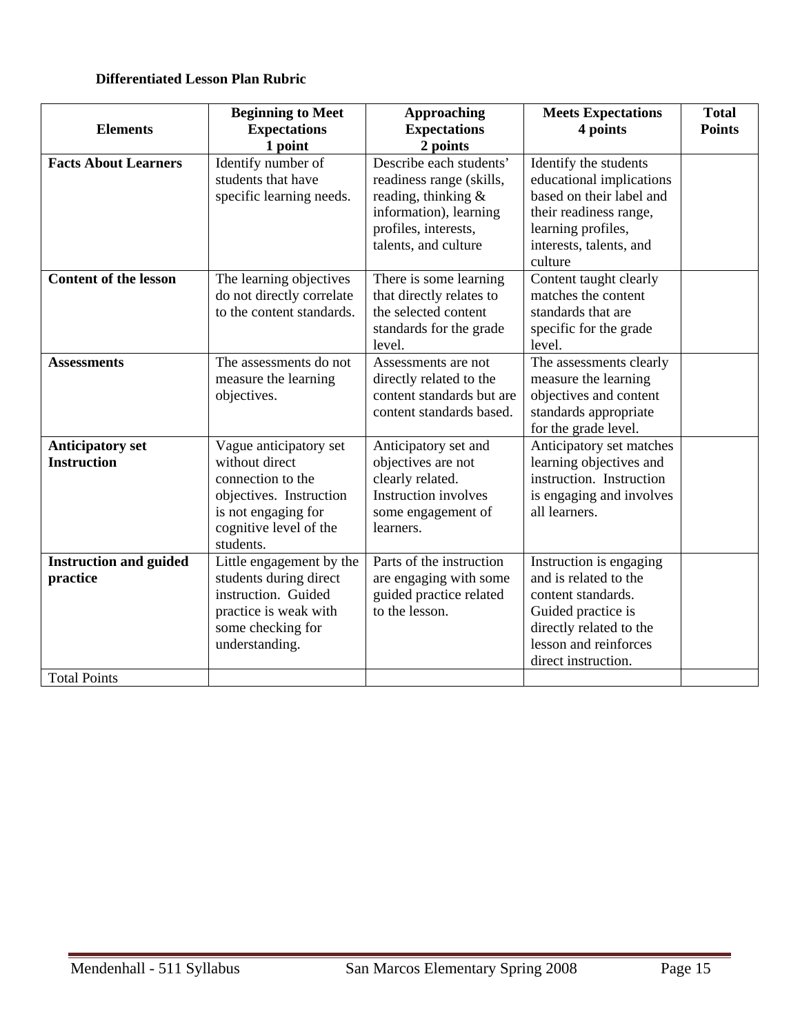**Differentiated Lesson Plan Rubric**

| Elements | Beginning to Meet Expectations 1 point | Approaching Expectations 2 points | Meets Expectations 4 points | Total Points |
|---|---|---|---|---|
| **Facts About Learners** | Identify number of students that have specific learning needs. | Describe each students' readiness range (skills, reading, thinking & information), learning profiles, interests, talents, and culture | Identify the students educational implications based on their label and their readiness range, learning profiles, interests, talents, and culture | |
| **Content of the lesson** | The learning objectives do not directly correlate to the content standards. | There is some learning that directly relates to the selected content standards for the grade level. | Content taught clearly matches the content standards that are specific for the grade level. | |
| **Assessments** | The assessments do not measure the learning objectives. | Assessments are not directly related to the content standards but are content standards based. | The assessments clearly measure the learning objectives and content standards appropriate for the grade level. | |
| **Anticipatory set Instruction** | Vague anticipatory set without direct connection to the objectives. Instruction is not engaging for cognitive level of the students. | Anticipatory set and objectives are not clearly related. Instruction involves some engagement of learners. | Anticipatory set matches learning objectives and instruction. Instruction is engaging and involves all learners. | |
| **Instruction and guided practice** | Little engagement by the students during direct instruction. Guided practice is weak with some checking for understanding. | Parts of the instruction are engaging with some guided practice related to the lesson. | Instruction is engaging and is related to the content standards. Guided practice is directly related to the lesson and reinforces direct instruction. | |
| Total Points | | | | |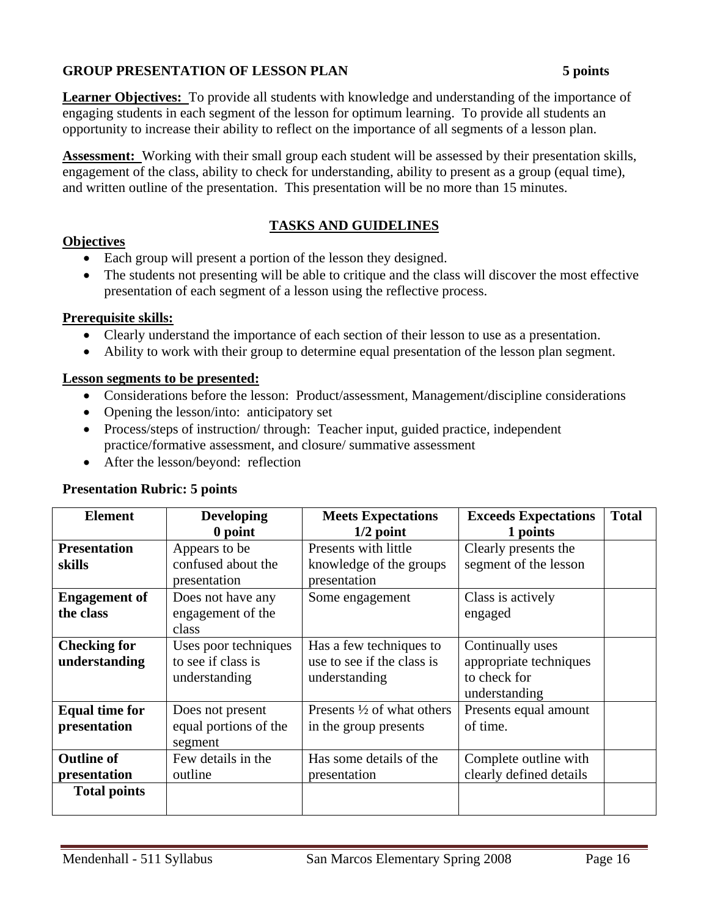## GROUP PRESENTATION OF LESSON PLAN 5 points

**Learner Objectives:** To provide all students with knowledge and understanding of the importance of engaging students in each segment of the lesson for optimum learning. To provide all students an opportunity to increase their ability to reflect on the importance of all segments of a lesson plan.

**Assessment:** Working with their small group each student will be assessed by their presentation skills, engagement of the class, ability to check for understanding, ability to present as a group (equal time), and written outline of the presentation. This presentation will be no more than 15 minutes.

### TASKS AND GUIDELINES

**Objectives**

- Each group will present a portion of the lesson they designed.
- The students not presenting will be able to critique and the class will discover the most effective presentation of each segment of a lesson using the reflective process.

**Prerequisite skills:**

- Clearly understand the importance of each section of their lesson to use as a presentation.
- Ability to work with their group to determine equal presentation of the lesson plan segment.

**Lesson segments to be presented:**

- Considerations before the lesson: Product/assessment, Management/discipline considerations
- Opening the lesson/into: anticipatory set
- Process/steps of instruction/ through: Teacher input, guided practice, independent practice/formative assessment, and closure/ summative assessment
- After the lesson/beyond: reflection

**Presentation Rubric: 5 points**

| Element | Developing<br>0 point | Meets Expectations<br>1/2 point | Exceeds Expectations<br>1 points | Total |
|---|---|---|---|---|
| **Presentation skills** | Appears to be confused about the presentation | Presents with little knowledge of the groups presentation | Clearly presents the segment of the lesson | |
| **Engagement of the class** | Does not have any engagement of the class | Some engagement | Class is actively engaged | |
| **Checking for understanding** | Uses poor techniques to see if class is understanding | Has a few techniques to use to see if the class is understanding | Continually uses appropriate techniques to check for understanding | |
| **Equal time for presentation** | Does not present equal portions of the segment | Presents ½ of what others in the group presents | Presents equal amount of time. | |
| **Outline of presentation** | Few details in the outline | Has some details of the presentation | Complete outline with clearly defined details | |
| **Total points** | | | | |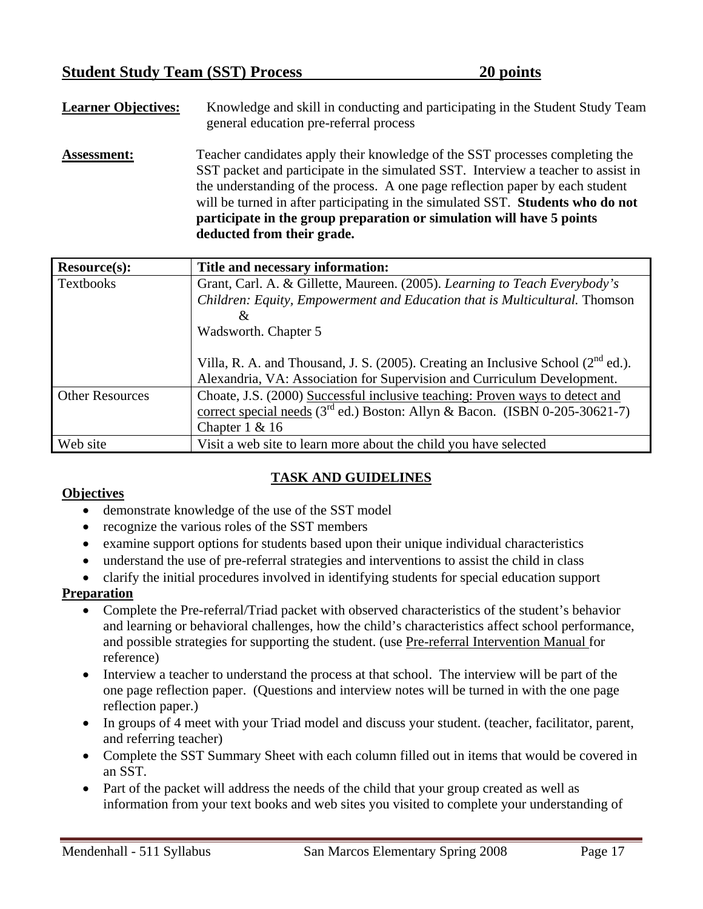## Student Study Team (SST) Process 20 points

**Learner Objectives:** Knowledge and skill in conducting and participating in the Student Study Team general education pre-referral process

**Assessment:** Teacher candidates apply their knowledge of the SST processes completing the SST packet and participate in the simulated SST. Interview a teacher to assist in the understanding of the process. A one page reflection paper by each student will be turned in after participating in the simulated SST. **Students who do not participate in the group preparation or simulation will have 5 points deducted from their grade.**

| **Resource(s):** | **Title and necessary information:** |
|---|---|
| Textbooks | Grant, Carl. A. & Gillette, Maureen. (2005). *Learning to Teach Everybody's Children: Equity, Empowerment and Education that is Multicultural.* Thomson & Wadsworth. Chapter 5<br><br>Villa, R. A. and Thousand, J. S. (2005). Creating an Inclusive School (2nd ed.). Alexandria, VA: Association for Supervision and Curriculum Development. |
| Other Resources | Choate, J.S. (2000) Successful inclusive teaching: Proven ways to detect and correct special needs (3rd ed.) Boston: Allyn & Bacon. (ISBN 0-205-30621-7) Chapter 1 & 16 |
| Web site | Visit a web site to learn more about the child you have selected |

### TASK AND GUIDELINES

**Objectives**

- demonstrate knowledge of the use of the SST model
- recognize the various roles of the SST members
- examine support options for students based upon their unique individual characteristics
- understand the use of pre-referral strategies and interventions to assist the child in class
- clarify the initial procedures involved in identifying students for special education support

**Preparation**

- Complete the Pre-referral/Triad packet with observed characteristics of the student's behavior and learning or behavioral challenges, how the child's characteristics affect school performance, and possible strategies for supporting the student. (use Pre-referral Intervention Manual for reference)
- Interview a teacher to understand the process at that school. The interview will be part of the one page reflection paper. (Questions and interview notes will be turned in with the one page reflection paper.)
- In groups of 4 meet with your Triad model and discuss your student. (teacher, facilitator, parent, and referring teacher)
- Complete the SST Summary Sheet with each column filled out in items that would be covered in an SST.
- Part of the packet will address the needs of the child that your group created as well as information from your text books and web sites you visited to complete your understanding of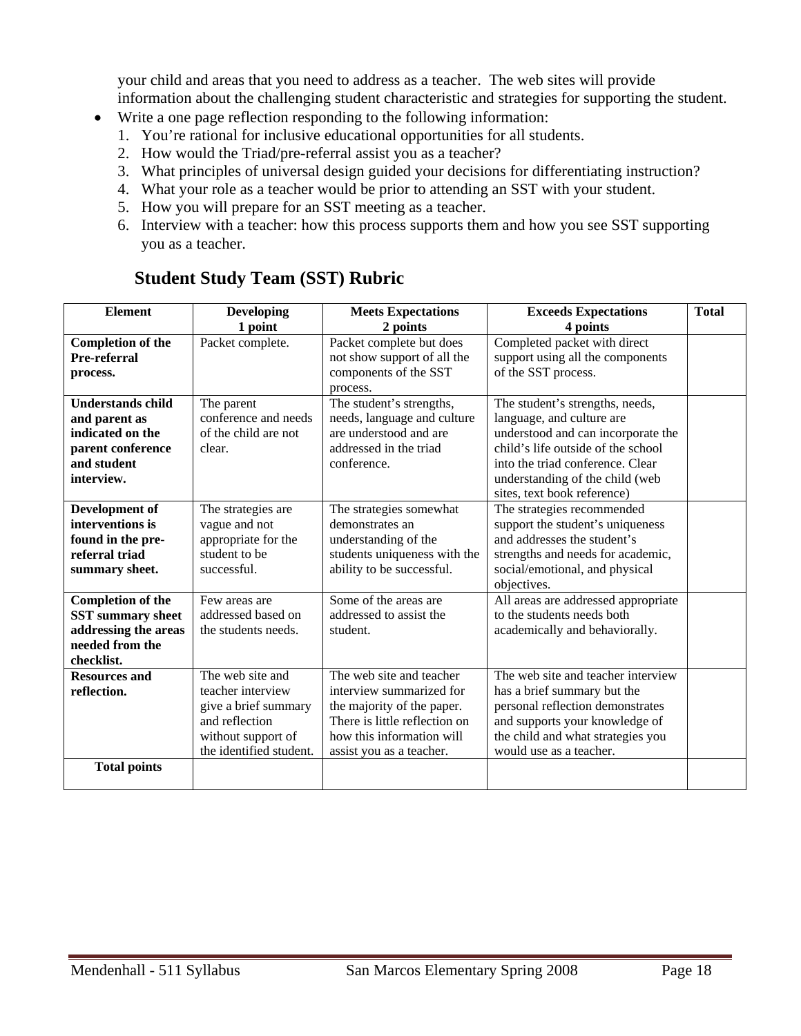your child and areas that you need to address as a teacher. The web sites will provide information about the challenging student characteristic and strategies for supporting the student.

- Write a one page reflection responding to the following information:
  1. You're rational for inclusive educational opportunities for all students.
  2. How would the Triad/pre-referral assist you as a teacher?
  3. What principles of universal design guided your decisions for differentiating instruction?
  4. What your role as a teacher would be prior to attending an SST with your student.
  5. How you will prepare for an SST meeting as a teacher.
  6. Interview with a teacher: how this process supports them and how you see SST supporting you as a teacher.

## Student Study Team (SST) Rubric

| Element | Developing 1 point | Meets Expectations 2 points | Exceeds Expectations 4 points | Total |
|---|---|---|---|---|
| **Completion of the Pre-referral process.** | Packet complete. | Packet complete but does not show support of all the components of the SST process. | Completed packet with direct support using all the components of the SST process. | |
| **Understands child and parent as indicated on the parent conference and student interview.** | The parent conference and needs of the child are not clear. | The student's strengths, needs, language and culture are understood and are addressed in the triad conference. | The student's strengths, needs, language, and culture are understood and can incorporate the child's life outside of the school into the triad conference. Clear understanding of the child (web sites, text book reference) | |
| **Development of interventions is found in the pre-referral triad summary sheet.** | The strategies are vague and not appropriate for the student to be successful. | The strategies somewhat demonstrates an understanding of the students uniqueness with the ability to be successful. | The strategies recommended support the student's uniqueness and addresses the student's strengths and needs for academic, social/emotional, and physical objectives. | |
| **Completion of the SST summary sheet addressing the areas needed from the checklist.** | Few areas are addressed based on the students needs. | Some of the areas are addressed to assist the student. | All areas are addressed appropriate to the students needs both academically and behaviorally. | |
| **Resources and reflection.** | The web site and teacher interview give a brief summary and reflection without support of the identified student. | The web site and teacher interview summarized for the majority of the paper. There is little reflection on how this information will assist you as a teacher. | The web site and teacher interview has a brief summary but the personal reflection demonstrates and supports your knowledge of the child and what strategies you would use as a teacher. | |
| **Total points** | | | | |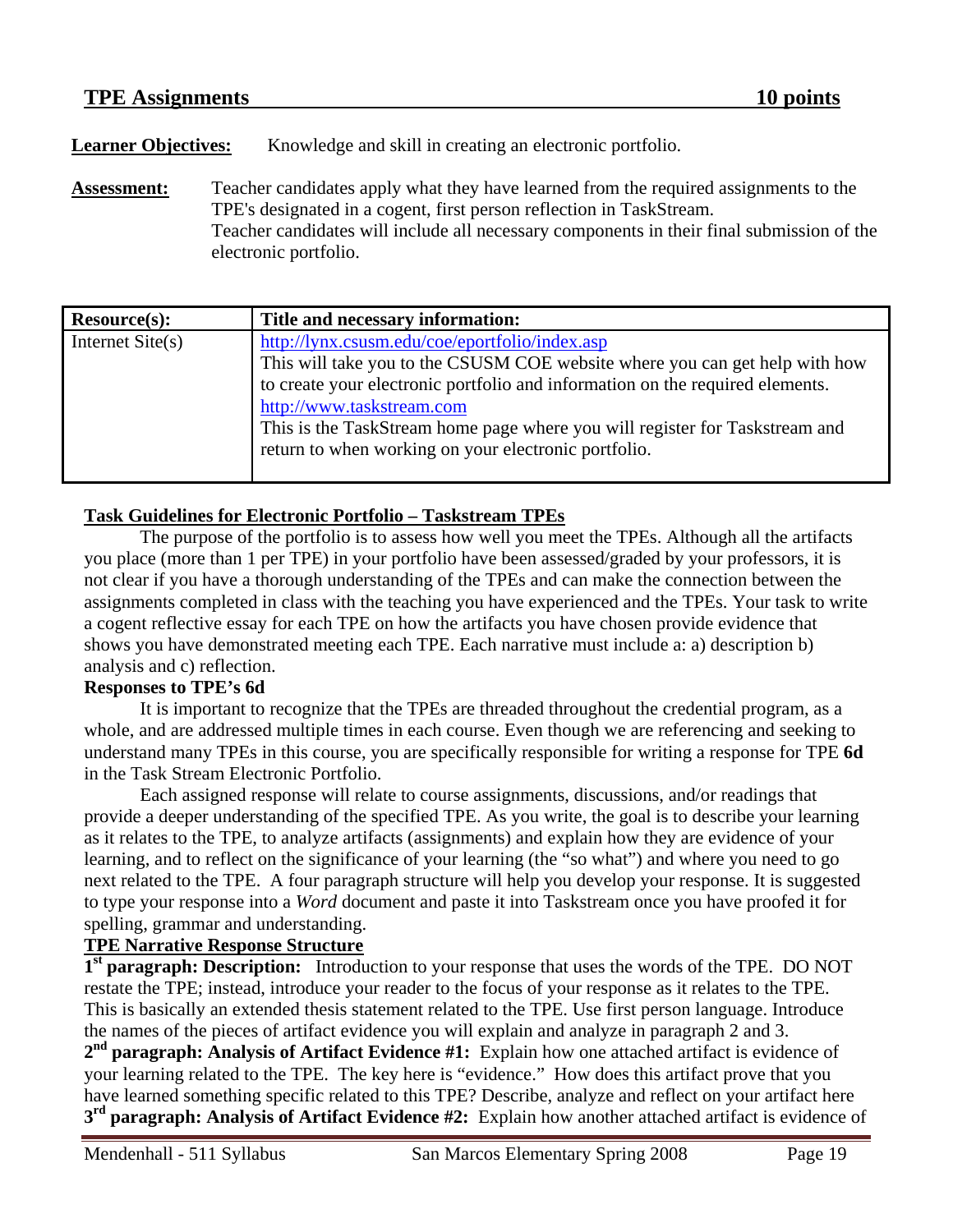## TPE Assignments 10 points

**Learner Objectives:** Knowledge and skill in creating an electronic portfolio.

**Assessment:** Teacher candidates apply what they have learned from the required assignments to the TPE's designated in a cogent, first person reflection in TaskStream.
Teacher candidates will include all necessary components in their final submission of the electronic portfolio.

| **Resource(s):** | **Title and necessary information:** |
|---|---|
| Internet Site(s) | http://lynx.csusm.edu/coe/eportfolio/index.asp<br>This will take you to the CSUSM COE website where you can get help with how to create your electronic portfolio and information on the required elements.<br>http://www.taskstream.com<br>This is the TaskStream home page where you will register for Taskstream and return to when working on your electronic portfolio. |

### Task Guidelines for Electronic Portfolio – Taskstream TPEs

The purpose of the portfolio is to assess how well you meet the TPEs. Although all the artifacts you place (more than 1 per TPE) in your portfolio have been assessed/graded by your professors, it is not clear if you have a thorough understanding of the TPEs and can make the connection between the assignments completed in class with the teaching you have experienced and the TPEs. Your task to write a cogent reflective essay for each TPE on how the artifacts you have chosen provide evidence that shows you have demonstrated meeting each TPE. Each narrative must include a: a) description b) analysis and c) reflection.

**Responses to TPE's 6d**

It is important to recognize that the TPEs are threaded throughout the credential program, as a whole, and are addressed multiple times in each course. Even though we are referencing and seeking to understand many TPEs in this course, you are specifically responsible for writing a response for TPE **6d** in the Task Stream Electronic Portfolio.

Each assigned response will relate to course assignments, discussions, and/or readings that provide a deeper understanding of the specified TPE. As you write, the goal is to describe your learning as it relates to the TPE, to analyze artifacts (assignments) and explain how they are evidence of your learning, and to reflect on the significance of your learning (the "so what") and where you need to go next related to the TPE. A four paragraph structure will help you develop your response. It is suggested to type your response into a *Word* document and paste it into Taskstream once you have proofed it for spelling, grammar and understanding.

### TPE Narrative Response Structure

**1st paragraph: Description:** Introduction to your response that uses the words of the TPE. DO NOT restate the TPE; instead, introduce your reader to the focus of your response as it relates to the TPE. This is basically an extended thesis statement related to the TPE. Use first person language. Introduce the names of the pieces of artifact evidence you will explain and analyze in paragraph 2 and 3.

**2nd paragraph: Analysis of Artifact Evidence #1:** Explain how one attached artifact is evidence of your learning related to the TPE. The key here is "evidence." How does this artifact prove that you have learned something specific related to this TPE? Describe, analyze and reflect on your artifact here

**3rd paragraph: Analysis of Artifact Evidence #2:** Explain how another attached artifact is evidence of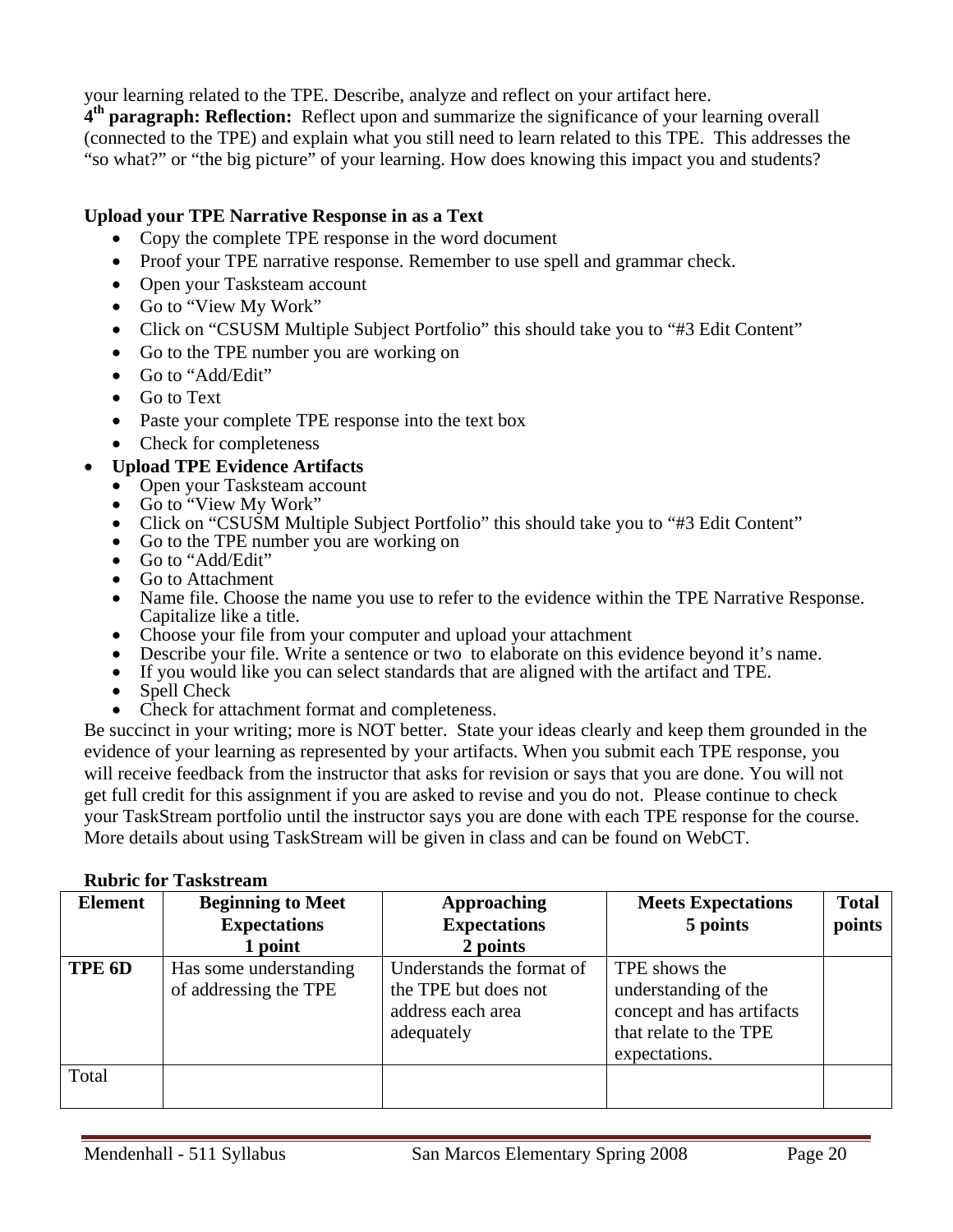your learning related to the TPE. Describe, analyze and reflect on your artifact here.
**4th paragraph: Reflection:** Reflect upon and summarize the significance of your learning overall (connected to the TPE) and explain what you still need to learn related to this TPE. This addresses the "so what?" or "the big picture" of your learning. How does knowing this impact you and students?

**Upload your TPE Narrative Response in as a Text**

- Copy the complete TPE response in the word document
- Proof your TPE narrative response. Remember to use spell and grammar check.
- Open your Tasksteam account
- Go to "View My Work"
- Click on "CSUSM Multiple Subject Portfolio" this should take you to "#3 Edit Content"
- Go to the TPE number you are working on
- Go to "Add/Edit"
- Go to Text
- Paste your complete TPE response into the text box
- Check for completeness

- **Upload TPE Evidence Artifacts**
  - Open your Tasksteam account
  - Go to "View My Work"
  - Click on "CSUSM Multiple Subject Portfolio" this should take you to "#3 Edit Content"
  - Go to the TPE number you are working on
  - Go to "Add/Edit"
  - Go to Attachment
  - Name file. Choose the name you use to refer to the evidence within the TPE Narrative Response. Capitalize like a title.
  - Choose your file from your computer and upload your attachment
  - Describe your file. Write a sentence or two to elaborate on this evidence beyond it's name.
  - If you would like you can select standards that are aligned with the artifact and TPE.
  - Spell Check
  - Check for attachment format and completeness.

Be succinct in your writing; more is NOT better. State your ideas clearly and keep them grounded in the evidence of your learning as represented by your artifacts. When you submit each TPE response, you will receive feedback from the instructor that asks for revision or says that you are done. You will not get full credit for this assignment if you are asked to revise and you do not. Please continue to check your TaskStream portfolio until the instructor says you are done with each TPE response for the course. More details about using TaskStream will be given in class and can be found on WebCT.

**Rubric for Taskstream**

| Element | Beginning to Meet Expectations 1 point | Approaching Expectations 2 points | Meets Expectations 5 points | Total points |
|---|---|---|---|---|
| **TPE 6D** | Has some understanding of addressing the TPE | Understands the format of the TPE but does not address each area adequately | TPE shows the understanding of the concept and has artifacts that relate to the TPE expectations. | |
| Total | | | | |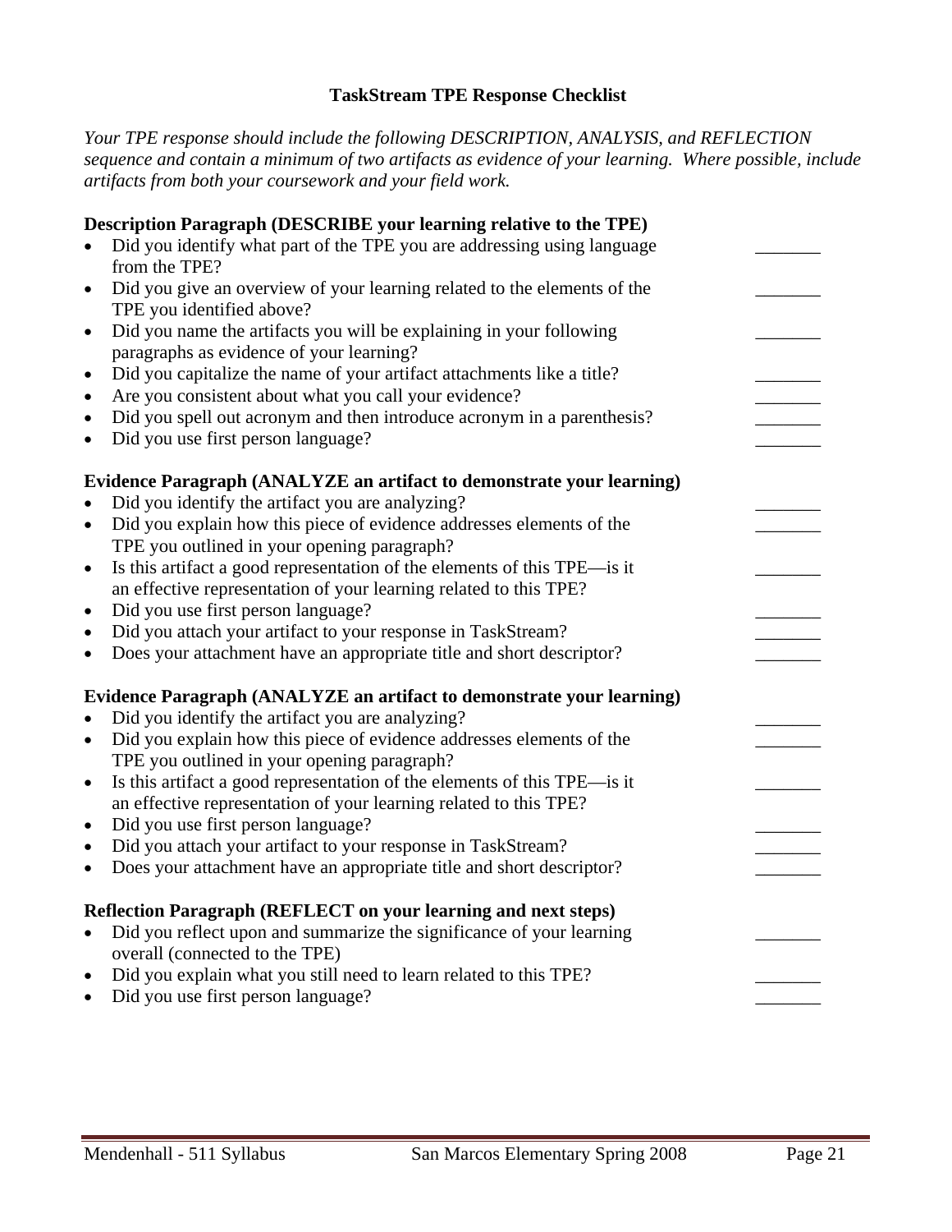## TaskStream TPE Response Checklist

*Your TPE response should include the following DESCRIPTION, ANALYSIS, and REFLECTION sequence and contain a minimum of two artifacts as evidence of your learning. Where possible, include artifacts from both your coursework and your field work.*

**Description Paragraph (DESCRIBE your learning relative to the TPE)**

- Did you identify what part of the TPE you are addressing using language from the TPE? _______
- Did you give an overview of your learning related to the elements of the TPE you identified above? _______
- Did you name the artifacts you will be explaining in your following paragraphs as evidence of your learning? _______
- Did you capitalize the name of your artifact attachments like a title? _______
- Are you consistent about what you call your evidence? _______
- Did you spell out acronym and then introduce acronym in a parenthesis? _______
- Did you use first person language? _______

**Evidence Paragraph (ANALYZE an artifact to demonstrate your learning)**

- Did you identify the artifact you are analyzing? _______
- Did you explain how this piece of evidence addresses elements of the TPE you outlined in your opening paragraph? _______
- Is this artifact a good representation of the elements of this TPE—is it an effective representation of your learning related to this TPE? _______
- Did you use first person language? _______
- Did you attach your artifact to your response in TaskStream? _______
- Does your attachment have an appropriate title and short descriptor? _______

**Evidence Paragraph (ANALYZE an artifact to demonstrate your learning)**

- Did you identify the artifact you are analyzing? _______
- Did you explain how this piece of evidence addresses elements of the TPE you outlined in your opening paragraph? _______
- Is this artifact a good representation of the elements of this TPE—is it an effective representation of your learning related to this TPE? _______
- Did you use first person language? _______
- Did you attach your artifact to your response in TaskStream? _______
- Does your attachment have an appropriate title and short descriptor? _______

**Reflection Paragraph (REFLECT on your learning and next steps)**

- Did you reflect upon and summarize the significance of your learning overall (connected to the TPE) _______
- Did you explain what you still need to learn related to this TPE? _______
- Did you use first person language? _______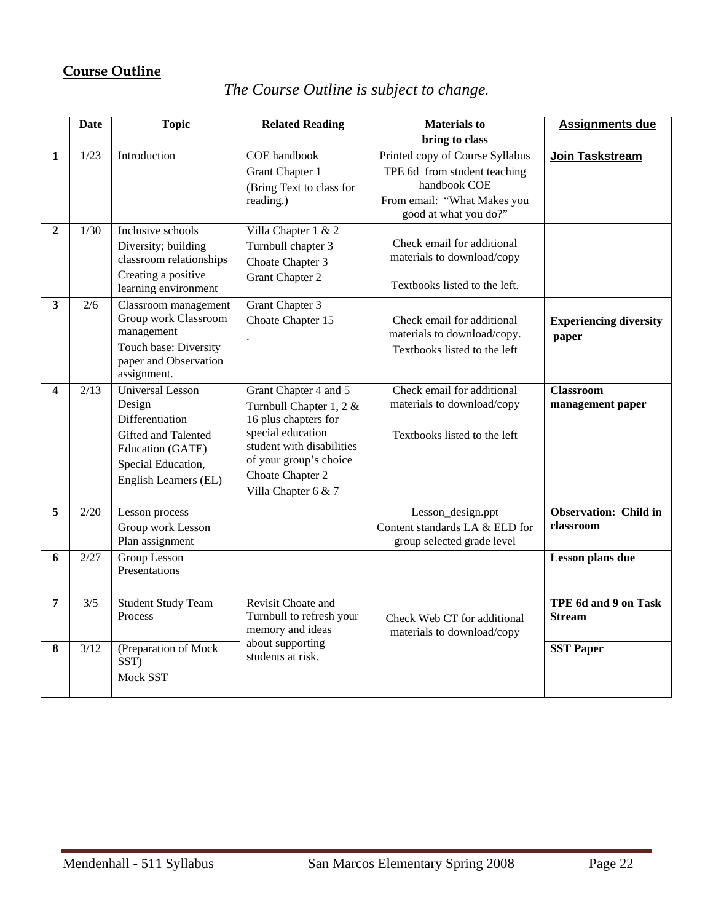## Course Outline

*The Course Outline is subject to change.*

| | Date | Topic | Related Reading | Materials to bring to class | Assignments due |
|---|---|---|---|---|---|
| **1** | 1/23 | Introduction | COE handbook<br>Grant Chapter 1<br>(Bring Text to class for reading.) | Printed copy of Course Syllabus<br>TPE 6d from student teaching handbook COE<br>From email: "What Makes you good at what you do?" | **Join Taskstream** |
| **2** | 1/30 | Inclusive schools<br>Diversity; building classroom relationships<br>Creating a positive learning environment | Villa Chapter 1 & 2<br>Turnbull chapter 3<br>Choate Chapter 3<br>Grant Chapter 2 | Check email for additional materials to download/copy<br><br>Textbooks listed to the left. | |
| **3** | 2/6 | Classroom management Group work Classroom management<br>Touch base: Diversity paper and Observation assignment. | Grant Chapter 3<br>Choate Chapter 15<br>. | Check email for additional materials to download/copy.<br>Textbooks listed to the left | **Experiencing diversity paper** |
| **4** | 2/13 | Universal Lesson Design<br>Differentiation<br>Gifted and Talented Education (GATE)<br>Special Education,<br>English Learners (EL) | Grant Chapter 4 and 5<br>Turnbull Chapter 1, 2 & 16 plus chapters for special education student with disabilities of your group's choice<br>Choate Chapter 2<br>Villa Chapter 6 & 7 | Check email for additional materials to download/copy<br><br>Textbooks listed to the left | **Classroom management paper** |
| **5** | 2/20 | Lesson process<br>Group work Lesson Plan assignment | | Lesson_design.ppt<br>Content standards LA & ELD for group selected grade level | **Observation: Child in classroom** |
| **6** | 2/27 | Group Lesson Presentations | | | **Lesson plans due** |
| **7** | 3/5 | Student Study Team Process | Revisit Choate and Turnbull to refresh your memory and ideas about supporting students at risk. | Check Web CT for additional materials to download/copy | **TPE 6d and 9 on Task Stream** |
| **8** | 3/12 | (Preparation of Mock SST)<br>Mock SST | | | **SST Paper** |